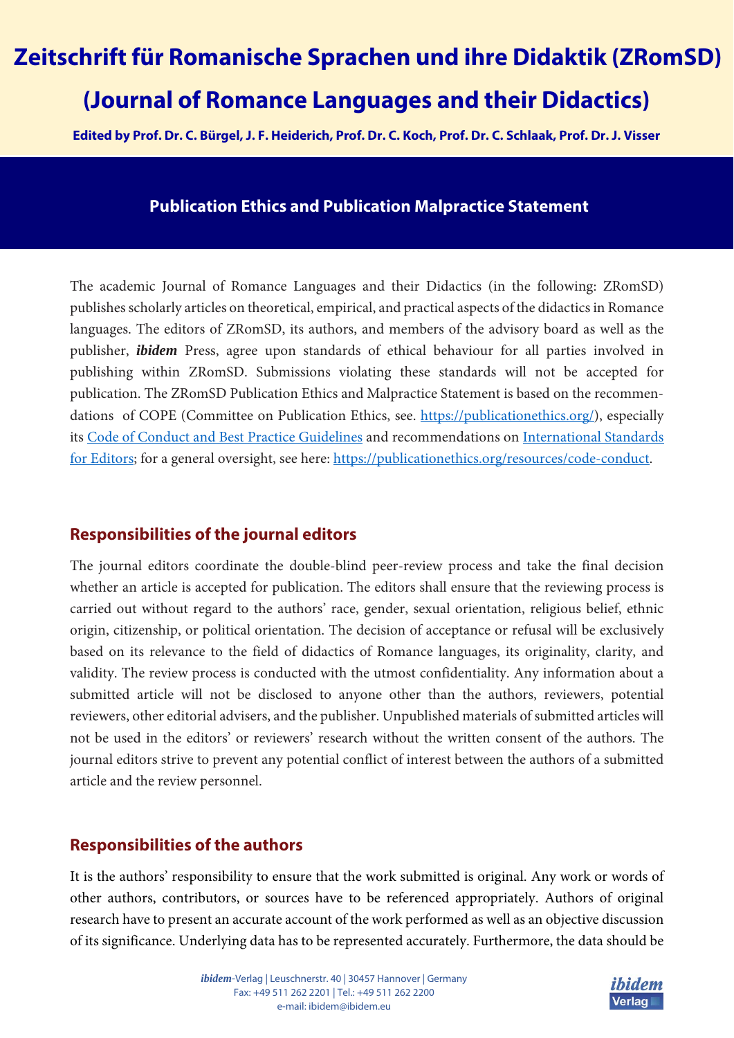# Zeitschrift für Romanische Sprachen und ihre Didaktik (ZRomSD)

# (Journal of Romance Languages and their Didactics)

**Edited by Prof. Dr. C. Bürgel, J. F. Heiderich, Prof. Dr. C. Koch, Prof. Dr. C. Schlaak, Prof. Dr. J. Visser**

## Publication Ethics and Publication Malpractice Statement

The academic Journal of Romance Languages and their Didactics (in the following: ZRomSD) publishes scholarly articles on theoretical, empirical, and practical aspects of the didactics in Romance languages. The editors of ZRomSD, its authors, and members of the advisory board as well as the publisher, ***ibidem*** Press, agree upon standards of ethical behaviour for all parties involved in publishing within ZRomSD. Submissions violating these standards will not be accepted for publication. The ZRomSD Publication Ethics and Malpractice Statement is based on the recommendations of COPE (Committee on Publication Ethics, see. [https://publicationethics.org/](https://publicationethics.org/)), especially its [Code of Conduct and Best Practice Guidelines]() and recommendations on [International Standards for Editors](); for a general oversight, see here: [https://publicationethics.org/resources/code-conduct](https://publicationethics.org/resources/code-conduct).

### Responsibilities of the journal editors

The journal editors coordinate the double-blind peer-review process and take the final decision whether an article is accepted for publication. The editors shall ensure that the reviewing process is carried out without regard to the authors' race, gender, sexual orientation, religious belief, ethnic origin, citizenship, or political orientation. The decision of acceptance or refusal will be exclusively based on its relevance to the field of didactics of Romance languages, its originality, clarity, and validity. The review process is conducted with the utmost confidentiality. Any information about a submitted article will not be disclosed to anyone other than the authors, reviewers, potential reviewers, other editorial advisers, and the publisher. Unpublished materials of submitted articles will not be used in the editors' or reviewers' research without the written consent of the authors. The journal editors strive to prevent any potential conflict of interest between the authors of a submitted article and the review personnel.

### Responsibilities of the authors

It is the authors' responsibility to ensure that the work submitted is original. Any work or words of other authors, contributors, or sources have to be referenced appropriately. Authors of original research have to present an accurate account of the work performed as well as an objective discussion of its significance. Underlying data has to be represented accurately. Furthermore, the data should be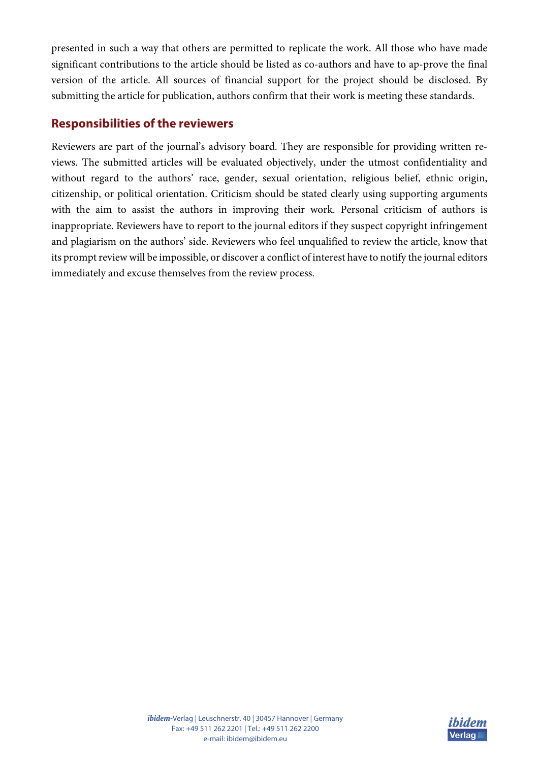presented in such a way that others are permitted to replicate the work. All those who have made significant contributions to the article should be listed as co-authors and have to ap-prove the final version of the article. All sources of financial support for the project should be disclosed. By submitting the article for publication, authors confirm that their work is meeting these standards.

## Responsibilities of the reviewers

Reviewers are part of the journal's advisory board. They are responsible for providing written reviews. The submitted articles will be evaluated objectively, under the utmost confidentiality and without regard to the authors' race, gender, sexual orientation, religious belief, ethnic origin, citizenship, or political orientation. Criticism should be stated clearly using supporting arguments with the aim to assist the authors in improving their work. Personal criticism of authors is inappropriate. Reviewers have to report to the journal editors if they suspect copyright infringement and plagiarism on the authors' side. Reviewers who feel unqualified to review the article, know that its prompt review will be impossible, or discover a conflict of interest have to notify the journal editors immediately and excuse themselves from the review process.